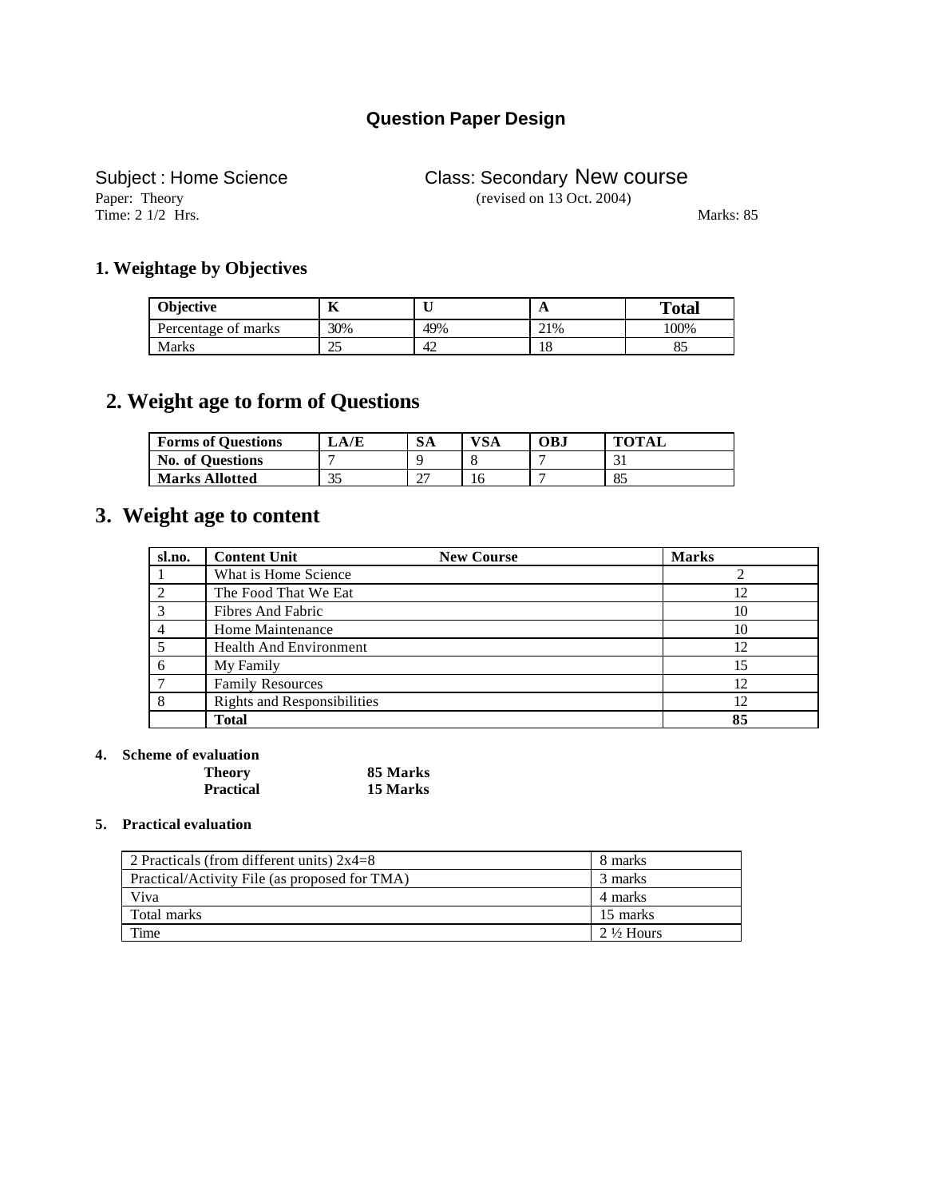# Question Paper Design

Subject : Home Science Class: Secondary New course

Paper: Theory (revised on 13 Oct. 2004)

Time: 2 1/2 Hrs. Marks: 85

## 1. Weightage by Objectives

| Objective | K | U | A | Total |
|---|---|---|---|---|
| Percentage of marks | 30% | 49% | 21% | 100% |
| Marks | 25 | 42 | 18 | 85 |

## 2. Weight age to form of Questions

| Forms of Questions | LA/E | SA | VSA | OBJ | TOTAL |
|---|---|---|---|---|---|
| No. of Questions | 7 | 9 | 8 | 7 | 31 |
| Marks Allotted | 35 | 27 | 16 | 7 | 85 |

## 3. Weight age to content

| sl.no. | Content Unit New Course | Marks |
|---|---|---|
| 1 | What is Home Science | 2 |
| 2 | The Food That We Eat | 12 |
| 3 | Fibres And Fabric | 10 |
| 4 | Home Maintenance | 10 |
| 5 | Health And Environment | 12 |
| 6 | My Family | 15 |
| 7 | Family Resources | 12 |
| 8 | Rights and Responsibilities | 12 |
| | **Total** | **85** |

**4. Scheme of evaluation**

**Theory** **85 Marks**

**Practical** **15 Marks**

**5. Practical evaluation**

| | |
|---|---|
| 2 Practicals (from different units) 2x4=8 | 8 marks |
| Practical/Activity File (as proposed for TMA) | 3 marks |
| Viva | 4 marks |
| Total marks | 15 marks |
| Time | 2 ½ Hours |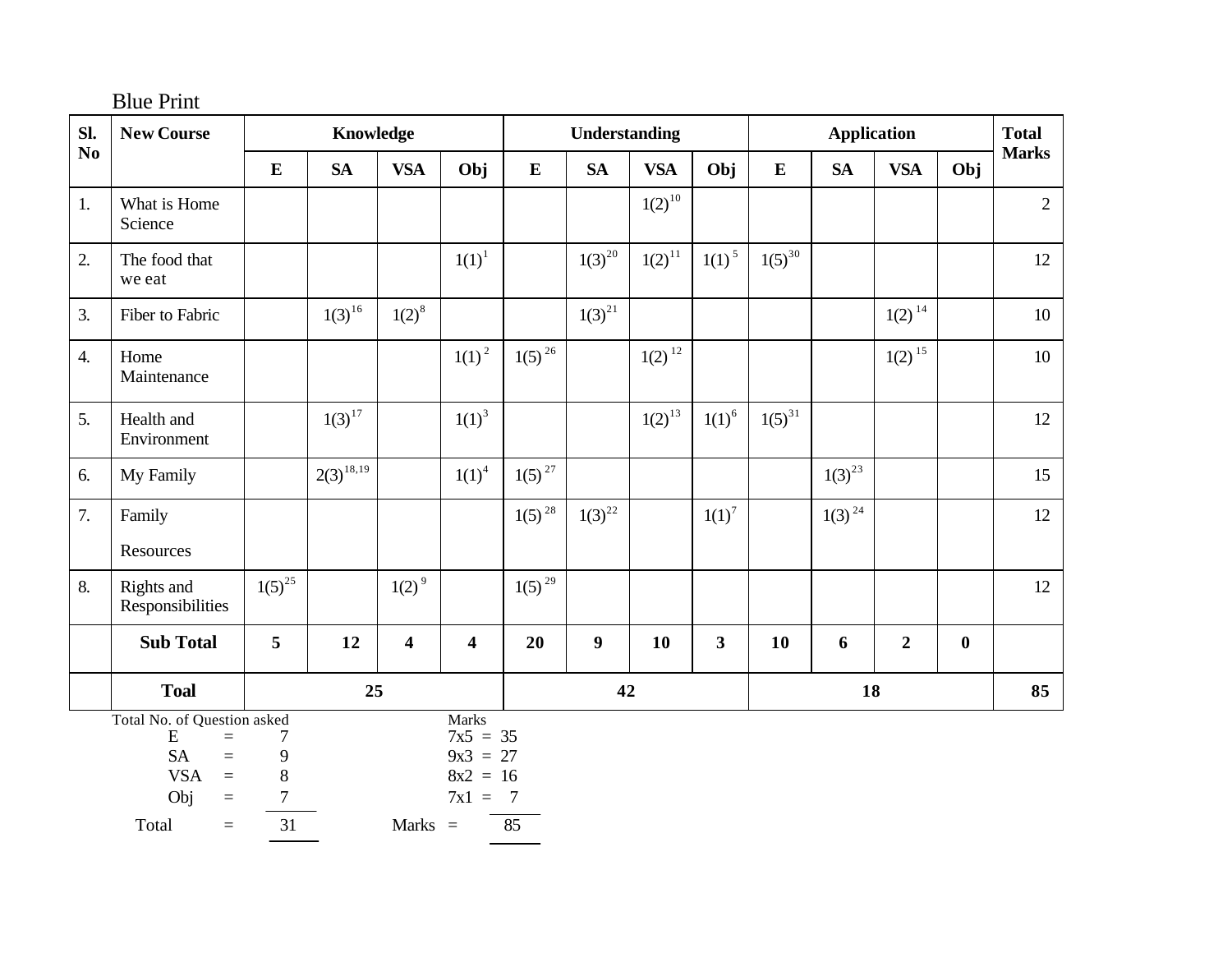Blue Print

| Sl. No | New Course | Knowledge | | | | Understanding | | | | Application | | | | Total Marks |
|---|---|---|---|---|---|---|---|---|---|---|---|---|---|---|
| | | E | SA | VSA | Obj | E | SA | VSA | Obj | E | SA | VSA | Obj | |
| 1. | What is Home Science | | | | | | | 1(2)[10] | | | | | | 2 |
| 2. | The food that we eat | | | | 1(1)[1] | | 1(3)[20] | 1(2)[11] | 1(1)[5] | 1(5)[30] | | | | 12 |
| 3. | Fiber to Fabric | | 1(3)[16] | 1(2)[8] | | | 1(3)[21] | | | | | 1(2)[14] | | 10 |
| 4. | Home Maintenance | | | | 1(1)[2] | 1(5)[26] | | 1(2)[12] | | | | 1(2)[15] | | 10 |
| 5. | Health and Environment | | 1(3)[17] | | 1(1)[3] | | | 1(2)[13] | 1(1)[6] | 1(5)[31] | | | | 12 |
| 6. | My Family | | 2(3)[18,19] | | 1(1)[4] | 1(5)[27] | | | | | 1(3)[23] | | | 15 |
| 7. | Family Resources | | | | | 1(5)[28] | 1(3)[22] | | 1(1)[7] | | 1(3)[24] | | | 12 |
| 8. | Rights and Responsibilities | 1(5)[25] | | 1(2)[9] | | 1(5)[29] | | | | | | | | 12 |
| | **Sub Total** | **5** | **12** | **4** | **4** | **20** | **9** | **10** | **3** | **10** | **6** | **2** | **0** | |
| | **Toal** | **25** | | | | **42** | | | | **18** | | | | **85** |

Total No. of Question asked

| | | | Marks |
|---|---|---|---|
| E | = | 7 | 7x5 = 35 |
| SA | = | 9 | 9x3 = 27 |
| VSA | = | 8 | 8x2 = 16 |
| Obj | = | 7 | 7x1 = 7 |
| Total | = | 31 | Marks = 85 |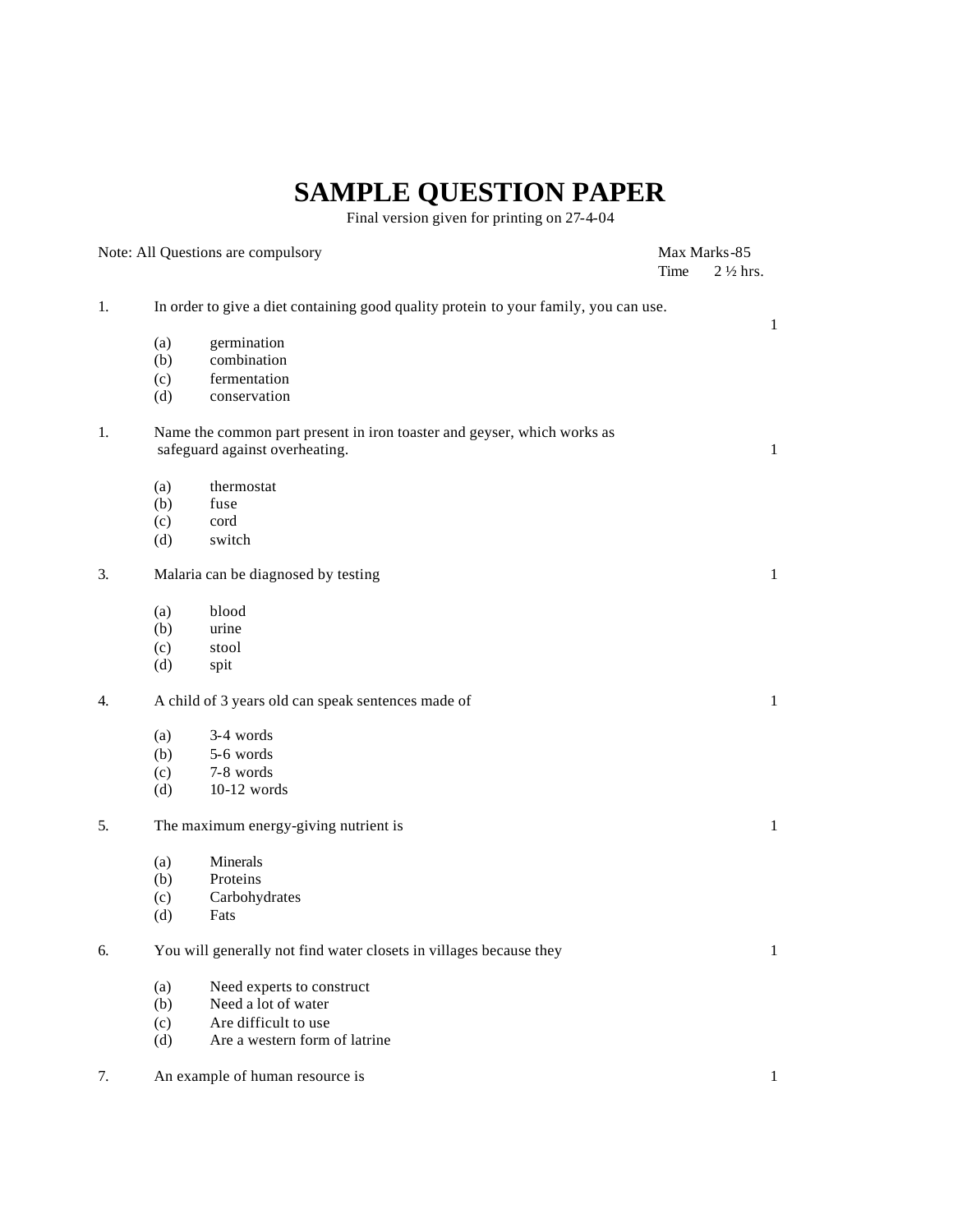# SAMPLE QUESTION PAPER

Final version given for printing on 27-4-04

Note: All Questions are compulsory

Max Marks-85
Time 2 ½ hrs.

1. In order to give a diet containing good quality protein to your family, you can use. 1

   (a) germination
   (b) combination
   (c) fermentation
   (d) conservation

1. Name the common part present in iron toaster and geyser, which works as safeguard against overheating. 1

   (a) thermostat
   (b) fuse
   (c) cord
   (d) switch

3. Malaria can be diagnosed by testing 1

   (a) blood
   (b) urine
   (c) stool
   (d) spit

4. A child of 3 years old can speak sentences made of 1

   (a) 3-4 words
   (b) 5-6 words
   (c) 7-8 words
   (d) 10-12 words

5. The maximum energy-giving nutrient is 1

   (a) Minerals
   (b) Proteins
   (c) Carbohydrates
   (d) Fats

6. You will generally not find water closets in villages because they 1

   (a) Need experts to construct
   (b) Need a lot of water
   (c) Are difficult to use
   (d) Are a western form of latrine

7. An example of human resource is 1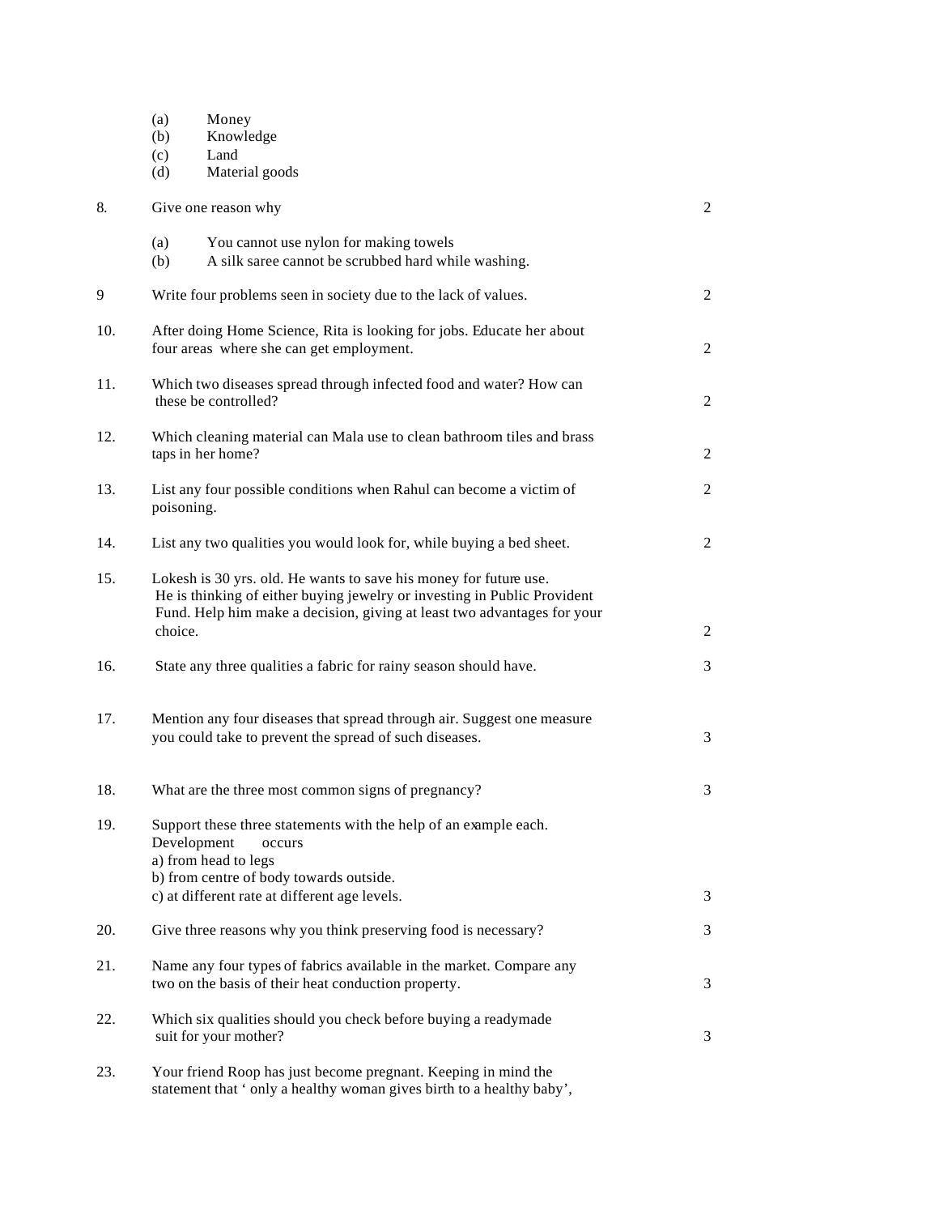(a) Money
(b) Knowledge
(c) Land
(d) Material goods

8. Give one reason why (2)

(a) You cannot use nylon for making towels
(b) A silk saree cannot be scrubbed hard while washing.

9 Write four problems seen in society due to the lack of values. (2)

10. After doing Home Science, Rita is looking for jobs. Educate her about four areas where she can get employment. (2)

11. Which two diseases spread through infected food and water? How can these be controlled? (2)

12. Which cleaning material can Mala use to clean bathroom tiles and brass taps in her home? (2)

13. List any four possible conditions when Rahul can become a victim of poisoning. (2)

14. List any two qualities you would look for, while buying a bed sheet. (2)

15. Lokesh is 30 yrs. old. He wants to save his money for future use. He is thinking of either buying jewelry or investing in Public Provident Fund. Help him make a decision, giving at least two advantages for your choice. (2)

16. State any three qualities a fabric for rainy season should have. (3)

17. Mention any four diseases that spread through air. Suggest one measure you could take to prevent the spread of such diseases. (3)

18. What are the three most common signs of pregnancy? (3)

19. Support these three statements with the help of an example each. (3)
Development occurs
a) from head to legs
b) from centre of body towards outside.
c) at different rate at different age levels.

20. Give three reasons why you think preserving food is necessary? (3)

21. Name any four types of fabrics available in the market. Compare any two on the basis of their heat conduction property. (3)

22. Which six qualities should you check before buying a readymade suit for your mother? (3)

23. Your friend Roop has just become pregnant. Keeping in mind the statement that ' only a healthy woman gives birth to a healthy baby',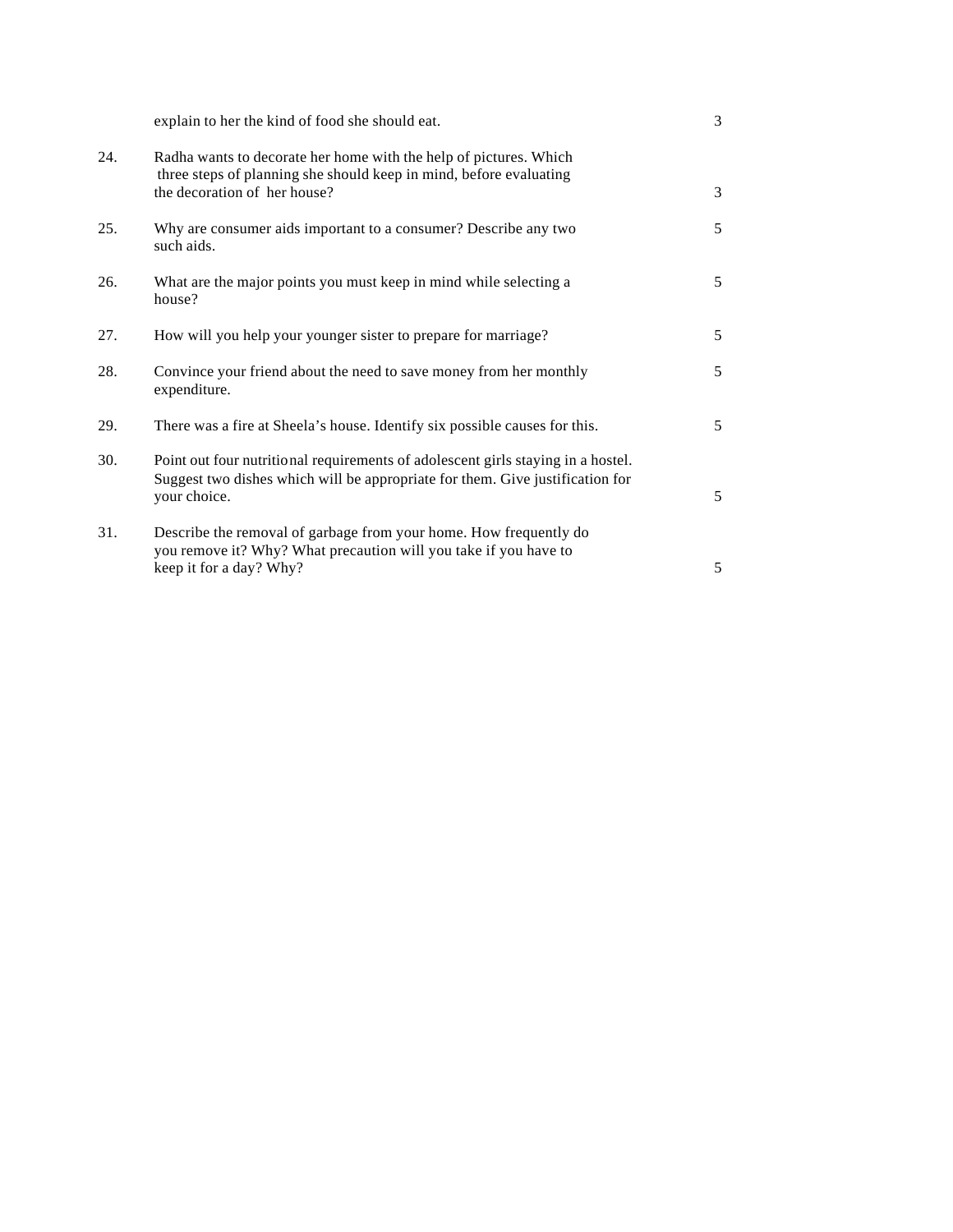explain to her the kind of food she should eat. 3

24. Radha wants to decorate her home with the help of pictures. Which three steps of planning she should keep in mind, before evaluating the decoration of her house? 3

25. Why are consumer aids important to a consumer? Describe any two such aids. 5

26. What are the major points you must keep in mind while selecting a house? 5

27. How will you help your younger sister to prepare for marriage? 5

28. Convince your friend about the need to save money from her monthly expenditure. 5

29. There was a fire at Sheela's house. Identify six possible causes for this. 5

30. Point out four nutritional requirements of adolescent girls staying in a hostel. Suggest two dishes which will be appropriate for them. Give justification for your choice. 5

31. Describe the removal of garbage from your home. How frequently do you remove it? Why? What precaution will you take if you have to keep it for a day? Why? 5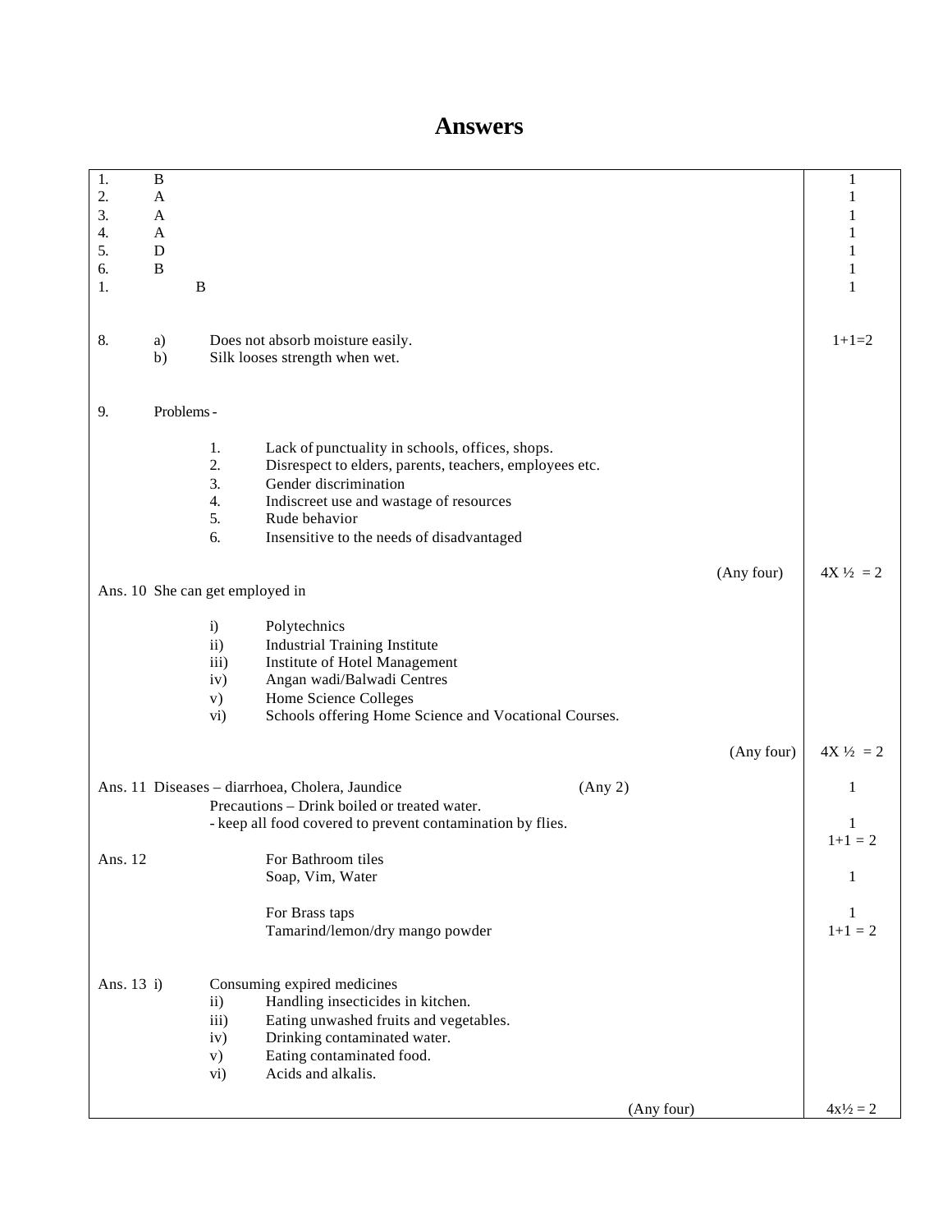# Answers

| | | |
|---|---|---|
| 1. | B | 1 |
| 2. | A | 1 |
| 3. | A | 1 |
| 4. | A | 1 |
| 5. | D | 1 |
| 6. | B | 1 |
| 1. | B | 1 |
| 8. | a) Does not absorb moisture easily.<br>b) Silk looses strength when wet. | 1+1=2 |
| 9. | Problems -<br>1. Lack of punctuality in schools, offices, shops.<br>2. Disrespect to elders, parents, teachers, employees etc.<br>3. Gender discrimination<br>4. Indiscreet use and wastage of resources<br>5. Rude behavior<br>6. Insensitive to the needs of disadvantaged<br>(Any four) | 4X ½ = 2 |
| Ans. 10 | She can get employed in<br>i) Polytechnics<br>ii) Industrial Training Institute<br>iii) Institute of Hotel Management<br>iv) Angan wadi/Balwadi Centres<br>v) Home Science Colleges<br>vi) Schools offering Home Science and Vocational Courses.<br>(Any four) | 4X ½ = 2 |
| Ans. 11 | Diseases – diarrhoea, Cholera, Jaundice (Any 2)<br>Precautions – Drink boiled or treated water.<br>- keep all food covered to prevent contamination by flies. | 1<br>1<br>1+1 = 2 |
| Ans. 12 | For Bathroom tiles<br>Soap, Vim, Water<br>For Brass taps<br>Tamarind/lemon/dry mango powder | 1<br>1<br>1+1 = 2 |
| Ans. 13 | i) Consuming expired medicines<br>ii) Handling insecticides in kitchen.<br>iii) Eating unwashed fruits and vegetables.<br>iv) Drinking contaminated water.<br>v) Eating contaminated food.<br>vi) Acids and alkalis.<br>(Any four) | 4x½ = 2 |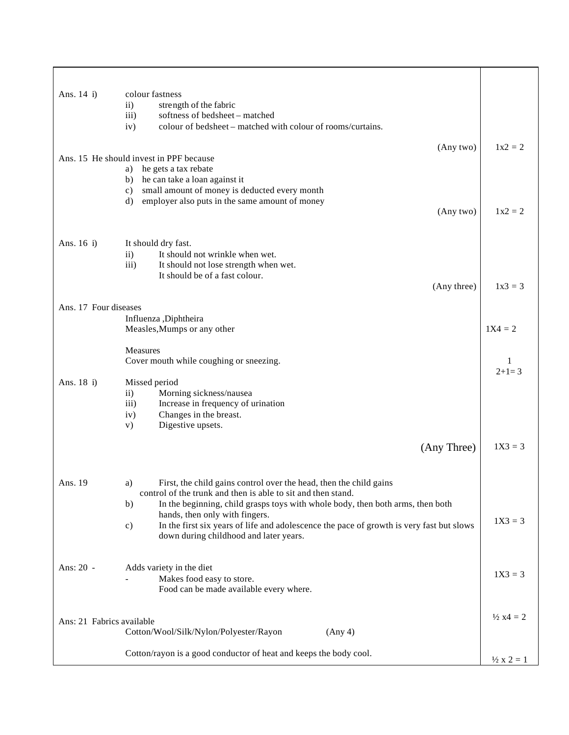| | | |
|---|---|---|
| Ans. 14 | i) colour fastness<br>ii) strength of the fabric<br>iii) softness of bedsheet – matched<br>iv) colour of bedsheet – matched with colour of rooms/curtains.<br>(Any two) | 1x2 = 2 |
| Ans. 15 | He should invest in PPF because<br>a) he gets a tax rebate<br>b) he can take a loan against it<br>c) small amount of money is deducted every month<br>d) employer also puts in the same amount of money<br>(Any two) | 1x2 = 2 |
| Ans. 16 | i) It should dry fast.<br>ii) It should not wrinkle when wet.<br>iii) It should not lose strength when wet.<br>It should be of a fast colour.<br>(Any three) | 1x3 = 3 |
| Ans. 17 | Four diseases<br>Influenza ,Diphtheira<br>Measles,Mumps or any other<br><br>Measures<br>Cover mouth while coughing or sneezing. | 1X4 = 2<br><br>1<br>2+1= 3 |
| Ans. 18 | i) Missed period<br>ii) Morning sickness/nausea<br>iii) Increase in frequency of urination<br>iv) Changes in the breast.<br>v) Digestive upsets.<br>(Any Three) | 1X3 = 3 |
| Ans. 19 | a) First, the child gains control over the head, then the child gains control of the trunk and then is able to sit and then stand.<br>b) In the beginning, child grasps toys with whole body, then both arms, then both hands, then only with fingers.<br>c) In the first six years of life and adolescence the pace of growth is very fast but slows down during childhood and later years. | 1X3 = 3 |
| Ans: 20 | - Adds variety in the diet<br>- Makes food easy to store.<br>Food can be made available every where. | 1X3 = 3 |
| Ans: 21 | Fabrics available<br>Cotton/Wool/Silk/Nylon/Polyester/Rayon (Any 4)<br><br>Cotton/rayon is a good conductor of heat and keeps the body cool. | ½ x4 = 2<br><br>½ x 2 = 1 |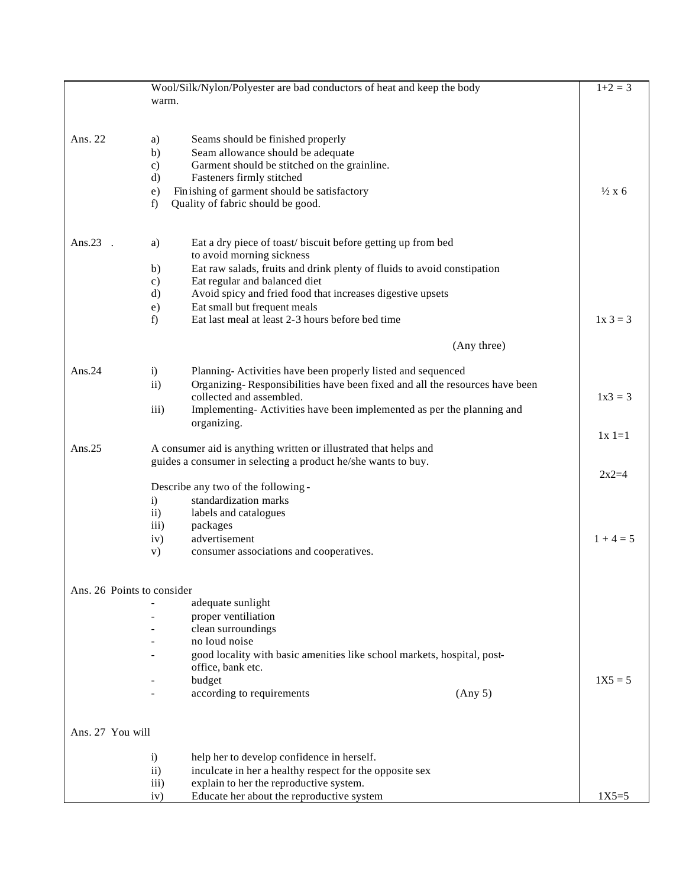| | | |
|---|---|---|
| | Wool/Silk/Nylon/Polyester are bad conductors of heat and keep the body warm. | 1+2 = 3 |
| Ans. 22 | a) Seams should be finished properly<br>b) Seam allowance should be adequate<br>c) Garment should be stitched on the grainline.<br>d) Fasteners firmly stitched<br>e) Finishing of garment should be satisfactory<br>f) Quality of fabric should be good. | ½ x 6 |
| Ans.23 . | a) Eat a dry piece of toast/ biscuit before getting up from bed to avoid morning sickness<br>b) Eat raw salads, fruits and drink plenty of fluids to avoid constipation<br>c) Eat regular and balanced diet<br>d) Avoid spicy and fried food that increases digestive upsets<br>e) Eat small but frequent meals<br>f) Eat last meal at least 2-3 hours before bed time<br>(Any three) | 1x 3 = 3 |
| Ans.24 | i) Planning- Activities have been properly listed and sequenced<br>ii) Organizing- Responsibilities have been fixed and all the resources have been collected and assembled.<br>iii) Implementing- Activities have been implemented as per the planning and organizing. | 1x3 = 3 |
| Ans.25 | A consumer aid is anything written or illustrated that helps and guides a consumer in selecting a product he/she wants to buy.<br><br>Describe any two of the following -<br>i) standardization marks<br>ii) labels and catalogues<br>iii) packages<br>iv) advertisement<br>v) consumer associations and cooperatives. | 1x 1=1<br><br>2x2=4<br><br>1 + 4 = 5 |
| Ans. 26 Points to consider | - adequate sunlight<br>- proper ventiliation<br>- clean surroundings<br>- no loud noise<br>- good locality with basic amenities like school markets, hospital, post-office, bank etc.<br>- budget<br>- according to requirements (Any 5) | 1X5 = 5 |
| Ans. 27 You will | i) help her to develop confidence in herself.<br>ii) inculcate in her a healthy respect for the opposite sex<br>iii) explain to her the reproductive system.<br>iv) Educate her about the reproductive system | 1X5=5 |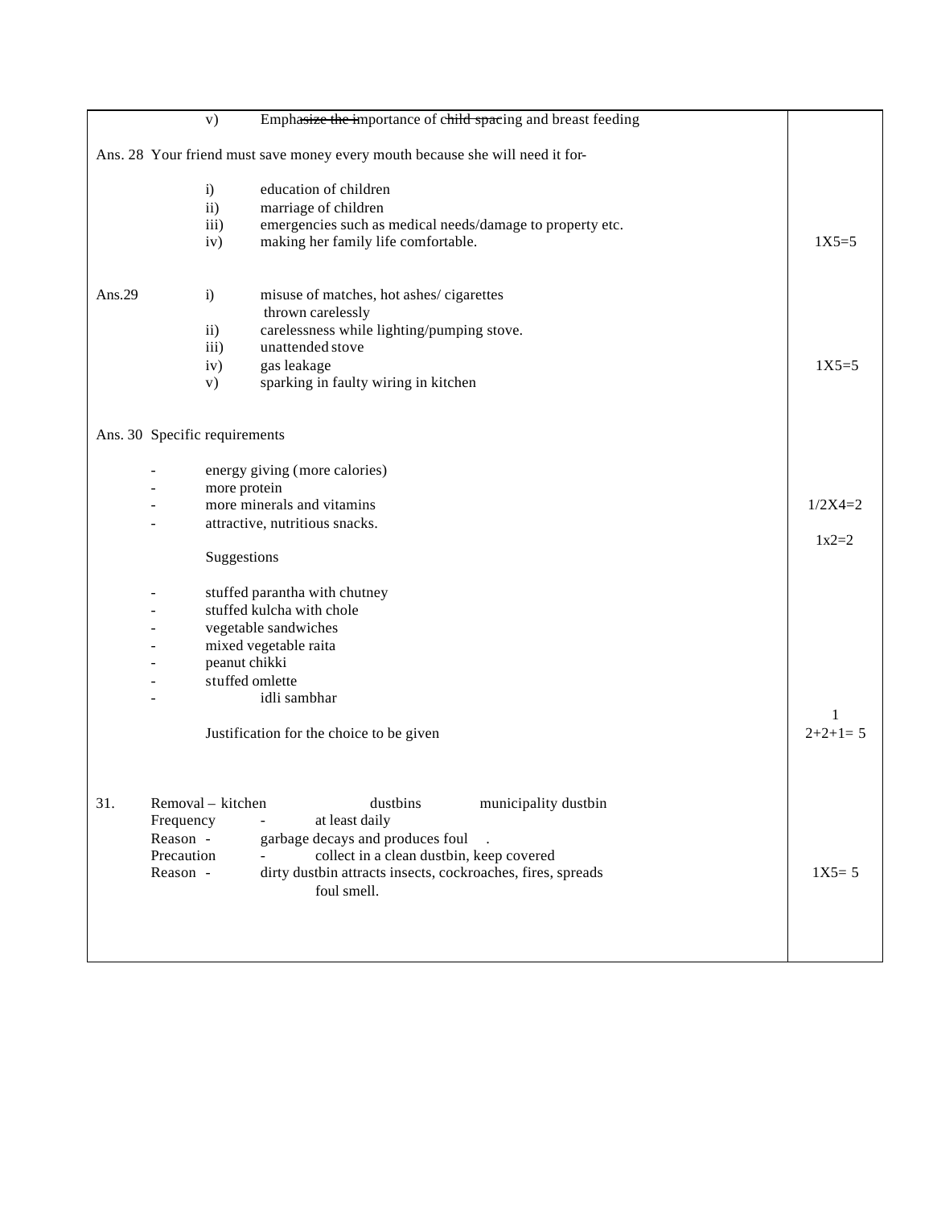| | |
|---|---|
| v) Emphasize the importance of child spacing and breast feeding | |
| Ans. 28 Your friend must save money every mouth because she will need it for-<br><br>i) education of children<br>ii) marriage of children<br>iii) emergencies such as medical needs/damage to property etc.<br>iv) making her family life comfortable. | 1X5=5 |
| Ans.29 i) misuse of matches, hot ashes/ cigarettes thrown carelessly<br>ii) carelessness while lighting/pumping stove.<br>iii) unattended stove<br>iv) gas leakage<br>v) sparking in faulty wiring in kitchen | 1X5=5 |
| Ans. 30 Specific requirements<br><br>- energy giving (more calories)<br>- more protein<br>- more minerals and vitamins<br>- attractive, nutritious snacks. | 1/2X4=2 |
| Suggestions<br><br>- stuffed parantha with chutney<br>- stuffed kulcha with chole<br>- vegetable sandwiches<br>- mixed vegetable raita<br>- peanut chikki<br>- stuffed omlette<br>- idli sambhar | 1x2=2 |
| Justification for the choice to be given | 1<br>2+2+1= 5 |
| 31. Removal – kitchen dustbins municipality dustbin<br>Frequency - at least daily<br>Reason - garbage decays and produces foul .<br>Precaution - collect in a clean dustbin, keep covered<br>Reason - dirty dustbin attracts insects, cockroaches, fires, spreads foul smell. | 1X5= 5 |